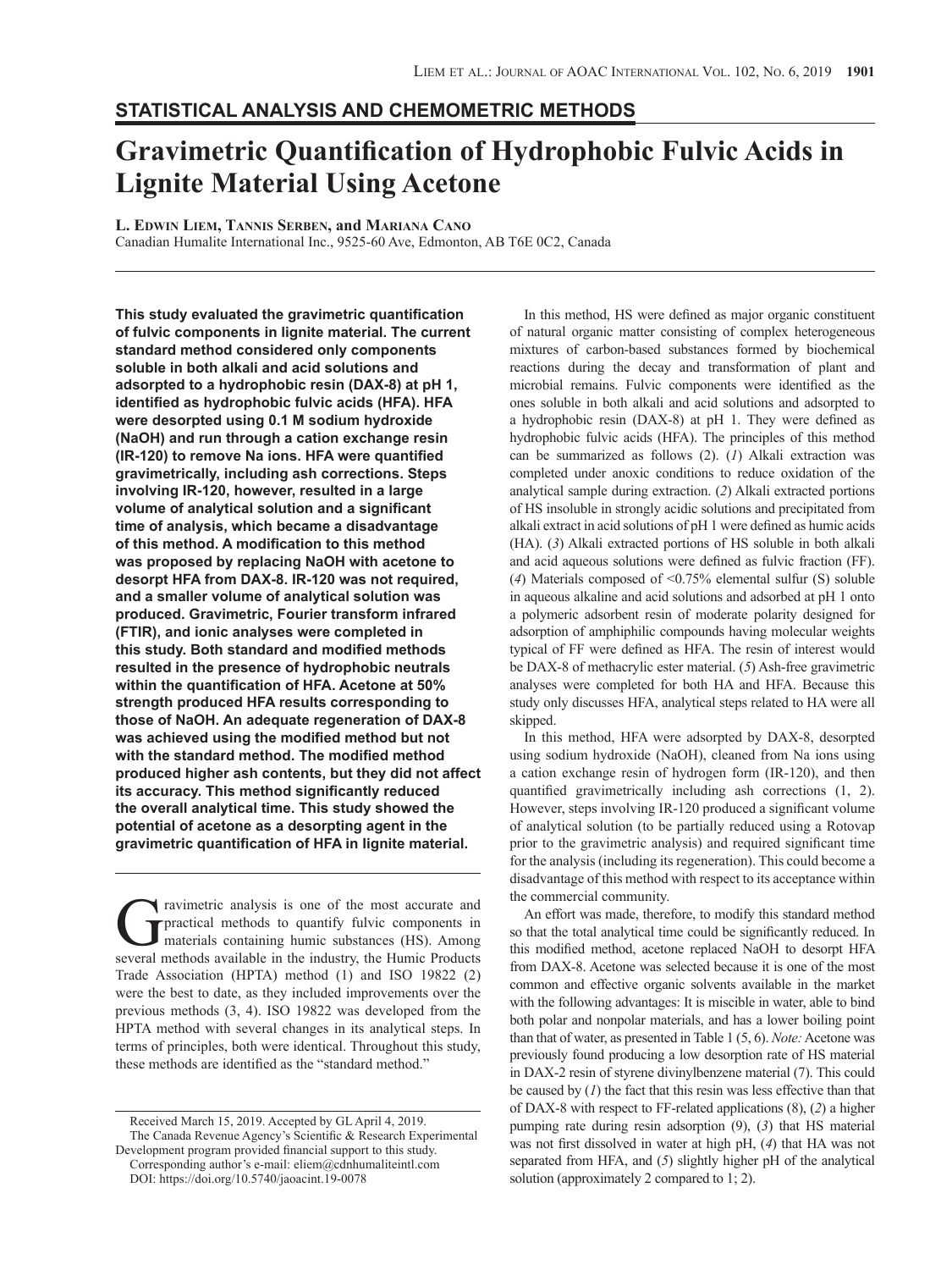## STATISTICAL ANALYSIS AND CHEMOMETRIC METHODS

# Gravimetric Quantification of Hydrophobic Fulvic Acids in Lignite Material Using Acetone

**L. Edwin Liem, Tannis Serben, and Mariana Cano**
Canadian Humalite International Inc., 9525-60 Ave, Edmonton, AB T6E 0C2, Canada

**This study evaluated the gravimetric quantification of fulvic components in lignite material. The current standard method considered only components soluble in both alkali and acid solutions and adsorpted to a hydrophobic resin (DAX-8) at pH 1, identified as hydrophobic fulvic acids (HFA). HFA were desorpted using 0.1 M sodium hydroxide (NaOH) and run through a cation exchange resin (IR-120) to remove Na ions. HFA were quantified gravimetrically, including ash corrections. Steps involving IR-120, however, resulted in a large volume of analytical solution and a significant time of analysis, which became a disadvantage of this method. A modification to this method was proposed by replacing NaOH with acetone to desorpt HFA from DAX-8. IR-120 was not required, and a smaller volume of analytical solution was produced. Gravimetric, Fourier transform infrared (FTIR), and ionic analyses were completed in this study. Both standard and modified methods resulted in the presence of hydrophobic neutrals within the quantification of HFA. Acetone at 50% strength produced HFA results corresponding to those of NaOH. An adequate regeneration of DAX-8 was achieved using the modified method but not with the standard method. The modified method produced higher ash contents, but they did not affect its accuracy. This method significantly reduced the overall analytical time. This study showed the potential of acetone as a desorpting agent in the gravimetric quantification of HFA in lignite material.**

Gravimetric analysis is one of the most accurate and practical methods to quantify fulvic components in materials containing humic substances (HS). Among several methods available in the industry, the Humic Products Trade Association (HPTA) method (1) and ISO 19822 (2) were the best to date, as they included improvements over the previous methods (3, 4). ISO 19822 was developed from the HPTA method with several changes in its analytical steps. In terms of principles, both were identical. Throughout this study, these methods are identified as the "standard method."

In this method, HS were defined as major organic constituent of natural organic matter consisting of complex heterogeneous mixtures of carbon-based substances formed by biochemical reactions during the decay and transformation of plant and microbial remains. Fulvic components were identified as the ones soluble in both alkali and acid solutions and adsorpted to a hydrophobic resin (DAX-8) at pH 1. They were defined as hydrophobic fulvic acids (HFA). The principles of this method can be summarized as follows (2). (*1*) Alkali extraction was completed under anoxic conditions to reduce oxidation of the analytical sample during extraction. (*2*) Alkali extracted portions of HS insoluble in strongly acidic solutions and precipitated from alkali extract in acid solutions of pH 1 were defined as humic acids (HA). (*3*) Alkali extracted portions of HS soluble in both alkali and acid aqueous solutions were defined as fulvic fraction (FF). (*4*) Materials composed of <0.75% elemental sulfur (S) soluble in aqueous alkaline and acid solutions and adsorbed at pH 1 onto a polymeric adsorbent resin of moderate polarity designed for adsorption of amphiphilic compounds having molecular weights typical of FF were defined as HFA. The resin of interest would be DAX-8 of methacrylic ester material. (*5*) Ash-free gravimetric analyses were completed for both HA and HFA. Because this study only discusses HFA, analytical steps related to HA were all skipped.

In this method, HFA were adsorpted by DAX-8, desorpted using sodium hydroxide (NaOH), cleaned from Na ions using a cation exchange resin of hydrogen form (IR-120), and then quantified gravimetrically including ash corrections (1, 2). However, steps involving IR-120 produced a significant volume of analytical solution (to be partially reduced using a Rotovap prior to the gravimetric analysis) and required significant time for the analysis (including its regeneration). This could become a disadvantage of this method with respect to its acceptance within the commercial community.

An effort was made, therefore, to modify this standard method so that the total analytical time could be significantly reduced. In this modified method, acetone replaced NaOH to desorpt HFA from DAX-8. Acetone was selected because it is one of the most common and effective organic solvents available in the market with the following advantages: It is miscible in water, able to bind both polar and nonpolar materials, and has a lower boiling point than that of water, as presented in Table 1 (5, 6). *Note:* Acetone was previously found producing a low desorption rate of HS material in DAX-2 resin of styrene divinylbenzene material (7). This could be caused by (*1*) the fact that this resin was less effective than that of DAX-8 with respect to FF-related applications (8), (*2*) a higher pumping rate during resin adsorption (9), (*3*) that HS material was not first dissolved in water at high pH, (*4*) that HA was not separated from HFA, and (*5*) slightly higher pH of the analytical solution (approximately 2 compared to 1; 2).

Received March 15, 2019. Accepted by GL April 4, 2019.
The Canada Revenue Agency's Scientific & Research Experimental Development program provided financial support to this study.
Corresponding author's e-mail: eliem@cdnhumaliteintl.com
DOI: https://doi.org/10.5740/jaoacint.19-0078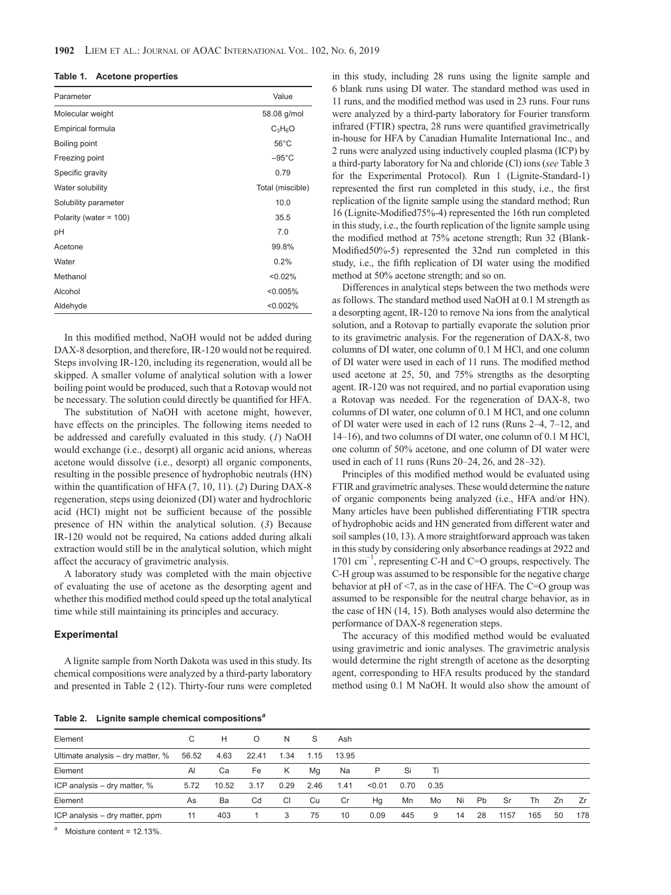**Table 1. Acetone properties**

| Parameter | Value |
|---|---|
| Molecular weight | 58.08 g/mol |
| Empirical formula | $C_3H_6O$ |
| Boiling point | 56°C |
| Freezing point | –95°C |
| Specific gravity | 0.79 |
| Water solubility | Total (miscible) |
| Solubility parameter | 10.0 |
| Polarity (water = 100) | 35.5 |
| pH | 7.0 |
| Acetone | 99.8% |
| Water | 0.2% |
| Methanol | <0.02% |
| Alcohol | <0.005% |
| Aldehyde | <0.002% |

In this modified method, NaOH would not be added during DAX-8 desorption, and therefore, IR-120 would not be required. Steps involving IR-120, including its regeneration, would all be skipped. A smaller volume of analytical solution with a lower boiling point would be produced, such that a Rotovap would not be necessary. The solution could directly be quantified for HFA.

The substitution of NaOH with acetone might, however, have effects on the principles. The following items needed to be addressed and carefully evaluated in this study. (*1*) NaOH would exchange (i.e., desorpt) all organic acid anions, whereas acetone would dissolve (i.e., desorpt) all organic components, resulting in the possible presence of hydrophobic neutrals (HN) within the quantification of HFA (7, 10, 11). (*2*) During DAX-8 regeneration, steps using deionized (DI) water and hydrochloric acid (HCl) might not be sufficient because of the possible presence of HN within the analytical solution. (*3*) Because IR-120 would not be required, Na cations added during alkali extraction would still be in the analytical solution, which might affect the accuracy of gravimetric analysis.

A laboratory study was completed with the main objective of evaluating the use of acetone as the desorpting agent and whether this modified method could speed up the total analytical time while still maintaining its principles and accuracy.

## Experimental

A lignite sample from North Dakota was used in this study. Its chemical compositions were analyzed by a third-party laboratory and presented in Table 2 (12). Thirty-four runs were completed in this study, including 28 runs using the lignite sample and 6 blank runs using DI water. The standard method was used in 11 runs, and the modified method was used in 23 runs. Four runs were analyzed by a third-party laboratory for Fourier transform infrared (FTIR) spectra, 28 runs were quantified gravimetrically in-house for HFA by Canadian Humalite International Inc., and 2 runs were analyzed using inductively coupled plasma (ICP) by a third-party laboratory for Na and chloride (Cl) ions (*see* Table 3 for the Experimental Protocol). Run 1 (Lignite-Standard-1) represented the first run completed in this study, i.e., the first replication of the lignite sample using the standard method; Run 16 (Lignite-Modified75%-4) represented the 16th run completed in this study, i.e., the fourth replication of the lignite sample using the modified method at 75% acetone strength; Run 32 (Blank-Modified50%-5) represented the 32nd run completed in this study, i.e., the fifth replication of DI water using the modified method at 50% acetone strength; and so on.

Differences in analytical steps between the two methods were as follows. The standard method used NaOH at 0.1 M strength as a desorpting agent, IR-120 to remove Na ions from the analytical solution, and a Rotovap to partially evaporate the solution prior to its gravimetric analysis. For the regeneration of DAX-8, two columns of DI water, one column of 0.1 M HCl, and one column of DI water were used in each of 11 runs. The modified method used acetone at 25, 50, and 75% strengths as the desorpting agent. IR-120 was not required, and no partial evaporation using a Rotovap was needed. For the regeneration of DAX-8, two columns of DI water, one column of 0.1 M HCl, and one column of DI water were used in each of 12 runs (Runs 2–4, 7–12, and 14–16), and two columns of DI water, one column of 0.1 M HCl, one column of 50% acetone, and one column of DI water were used in each of 11 runs (Runs 20–24, 26, and 28–32).

Principles of this modified method would be evaluated using FTIR and gravimetric analyses. These would determine the nature of organic components being analyzed (i.e., HFA and/or HN). Many articles have been published differentiating FTIR spectra of hydrophobic acids and HN generated from different water and soil samples (10, 13). A more straightforward approach was taken in this study by considering only absorbance readings at 2922 and 1701 $cm^{-1}$, representing C-H and C=O groups, respectively. The C-H group was assumed to be responsible for the negative charge behavior at pH of <7, as in the case of HFA. The C=O group was assumed to be responsible for the neutral charge behavior, as in the case of HN (14, 15). Both analyses would also determine the performance of DAX-8 regeneration steps.

The accuracy of this modified method would be evaluated using gravimetric and ionic analyses. The gravimetric analysis would determine the right strength of acetone as the desorpting agent, corresponding to HFA results produced by the standard method using 0.1 M NaOH. It would also show the amount of

**Table 2. Lignite sample chemical compositions**[a]

| Element | C | H | O | N | S | Ash | | | | | | | | | |
|---|---|---|---|---|---|---|---|---|---|---|---|---|---|---|---|
| Ultimate analysis – dry matter, % | 56.52 | 4.63 | 22.41 | 1.34 | 1.15 | 13.95 | | | | | | | | | |
| Element | Al | Ca | Fe | K | Mg | Na | P | Si | Ti | | | | | | |
| ICP analysis – dry matter, % | 5.72 | 10.52 | 3.17 | 0.29 | 2.46 | 1.41 | <0.01 | 0.70 | 0.35 | | | | | | |
| Element | As | Ba | Cd | Cl | Cu | Cr | Hg | Mn | Mo | Ni | Pb | Sr | Th | Zn | Zr |
| ICP analysis – dry matter, ppm | 11 | 403 | 1 | 3 | 75 | 10 | 0.09 | 445 | 9 | 14 | 28 | 1157 | 165 | 50 | 178 |

[a] Moisture content = 12.13%.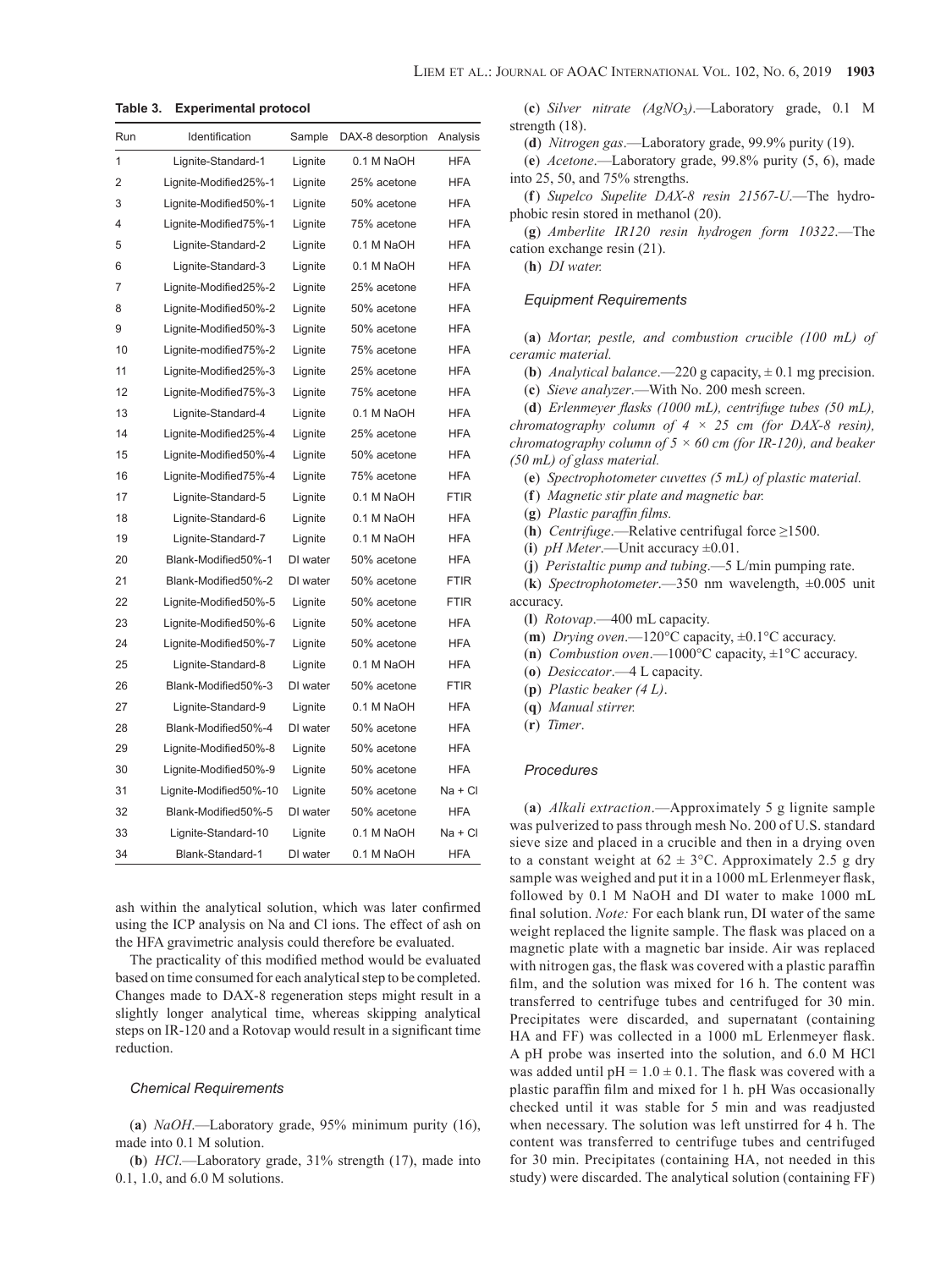**Table 3. Experimental protocol**

| Run | Identification | Sample | DAX-8 desorption | Analysis |
|---|---|---|---|---|
| 1 | Lignite-Standard-1 | Lignite | 0.1 M NaOH | HFA |
| 2 | Lignite-Modified25%-1 | Lignite | 25% acetone | HFA |
| 3 | Lignite-Modified50%-1 | Lignite | 50% acetone | HFA |
| 4 | Lignite-Modified75%-1 | Lignite | 75% acetone | HFA |
| 5 | Lignite-Standard-2 | Lignite | 0.1 M NaOH | HFA |
| 6 | Lignite-Standard-3 | Lignite | 0.1 M NaOH | HFA |
| 7 | Lignite-Modified25%-2 | Lignite | 25% acetone | HFA |
| 8 | Lignite-Modified50%-2 | Lignite | 50% acetone | HFA |
| 9 | Lignite-Modified50%-3 | Lignite | 50% acetone | HFA |
| 10 | Lignite-modified75%-2 | Lignite | 75% acetone | HFA |
| 11 | Lignite-Modified25%-3 | Lignite | 25% acetone | HFA |
| 12 | Lignite-Modified75%-3 | Lignite | 75% acetone | HFA |
| 13 | Lignite-Standard-4 | Lignite | 0.1 M NaOH | HFA |
| 14 | Lignite-Modified25%-4 | Lignite | 25% acetone | HFA |
| 15 | Lignite-Modified50%-4 | Lignite | 50% acetone | HFA |
| 16 | Lignite-Modified75%-4 | Lignite | 75% acetone | HFA |
| 17 | Lignite-Standard-5 | Lignite | 0.1 M NaOH | FTIR |
| 18 | Lignite-Standard-6 | Lignite | 0.1 M NaOH | HFA |
| 19 | Lignite-Standard-7 | Lignite | 0.1 M NaOH | HFA |
| 20 | Blank-Modified50%-1 | DI water | 50% acetone | HFA |
| 21 | Blank-Modified50%-2 | DI water | 50% acetone | FTIR |
| 22 | Lignite-Modified50%-5 | Lignite | 50% acetone | FTIR |
| 23 | Lignite-Modified50%-6 | Lignite | 50% acetone | HFA |
| 24 | Lignite-Modified50%-7 | Lignite | 50% acetone | HFA |
| 25 | Lignite-Standard-8 | Lignite | 0.1 M NaOH | HFA |
| 26 | Blank-Modified50%-3 | DI water | 50% acetone | FTIR |
| 27 | Lignite-Standard-9 | Lignite | 0.1 M NaOH | HFA |
| 28 | Blank-Modified50%-4 | DI water | 50% acetone | HFA |
| 29 | Lignite-Modified50%-8 | Lignite | 50% acetone | HFA |
| 30 | Lignite-Modified50%-9 | Lignite | 50% acetone | HFA |
| 31 | Lignite-Modified50%-10 | Lignite | 50% acetone | Na + Cl |
| 32 | Blank-Modified50%-5 | DI water | 50% acetone | HFA |
| 33 | Lignite-Standard-10 | Lignite | 0.1 M NaOH | Na + Cl |
| 34 | Blank-Standard-1 | DI water | 0.1 M NaOH | HFA |

ash within the analytical solution, which was later confirmed using the ICP analysis on Na and Cl ions. The effect of ash on the HFA gravimetric analysis could therefore be evaluated.

The practicality of this modified method would be evaluated based on time consumed for each analytical step to be completed. Changes made to DAX-8 regeneration steps might result in a slightly longer analytical time, whereas skipping analytical steps on IR-120 and a Rotovap would result in a significant time reduction.

### Chemical Requirements

(**a**) *NaOH*.—Laboratory grade, 95% minimum purity (16), made into 0.1 M solution.

(**b**) *HCl*.—Laboratory grade, 31% strength (17), made into 0.1, 1.0, and 6.0 M solutions.

(**c**) *Silver nitrate ($AgNO_3$)*.—Laboratory grade, 0.1 M strength (18).

(**d**) *Nitrogen gas*.—Laboratory grade, 99.9% purity (19).

(**e**) *Acetone*.—Laboratory grade, 99.8% purity (5, 6), made into 25, 50, and 75% strengths.

(**f**) *Supelco Supelite DAX-8 resin 21567-U*.—The hydrophobic resin stored in methanol (20).

(**g**) *Amberlite IR120 resin hydrogen form 10322*.—The cation exchange resin (21).

(**h**) *DI water.*

### Equipment Requirements

(**a**) *Mortar, pestle, and combustion crucible (100 mL) of ceramic material.*

(**b**) *Analytical balance*.—220 g capacity, ± 0.1 mg precision.

(**c**) *Sieve analyzer*.—With No. 200 mesh screen.

(**d**) *Erlenmeyer flasks (1000 mL), centrifuge tubes (50 mL), chromatography column of 4 × 25 cm (for DAX-8 resin), chromatography column of 5 × 60 cm (for IR-120), and beaker (50 mL) of glass material.*

(**e**) *Spectrophotometer cuvettes (5 mL) of plastic material.*

(**f**) *Magnetic stir plate and magnetic bar.*

(**g**) *Plastic paraffin films.*

(**h**) *Centrifuge*.—Relative centrifugal force ≥1500.

(**i**) *pH Meter*.—Unit accuracy ±0.01.

(**j**) *Peristaltic pump and tubing*.—5 L/min pumping rate.

(**k**) *Spectrophotometer*.—350 nm wavelength, ±0.005 unit accuracy.

(**l**) *Rotovap*.—400 mL capacity.

(**m**) *Drying oven*.—120°C capacity, ±0.1°C accuracy.

(**n**) *Combustion oven*.—1000°C capacity, ±1°C accuracy.

(**o**) *Desiccator*.—4 L capacity.

(**p**) *Plastic beaker (4 L)*.

(**q**) *Manual stirrer.*

(**r**) *Timer*.

### Procedures

(**a**) *Alkali extraction*.—Approximately 5 g lignite sample was pulverized to pass through mesh No. 200 of U.S. standard sieve size and placed in a crucible and then in a drying oven to a constant weight at 62 ± 3°C. Approximately 2.5 g dry sample was weighed and put it in a 1000 mL Erlenmeyer flask, followed by 0.1 M NaOH and DI water to make 1000 mL final solution. *Note:* For each blank run, DI water of the same weight replaced the lignite sample. The flask was placed on a magnetic plate with a magnetic bar inside. Air was replaced with nitrogen gas, the flask was covered with a plastic paraffin film, and the solution was mixed for 16 h. The content was transferred to centrifuge tubes and centrifuged for 30 min. Precipitates were discarded, and supernatant (containing HA and FF) was collected in a 1000 mL Erlenmeyer flask. A pH probe was inserted into the solution, and 6.0 M HCl was added until pH = 1.0 ± 0.1. The flask was covered with a plastic paraffin film and mixed for 1 h. pH Was occasionally checked until it was stable for 5 min and was readjusted when necessary. The solution was left unstirred for 4 h. The content was transferred to centrifuge tubes and centrifuged for 30 min. Precipitates (containing HA, not needed in this study) were discarded. The analytical solution (containing FF)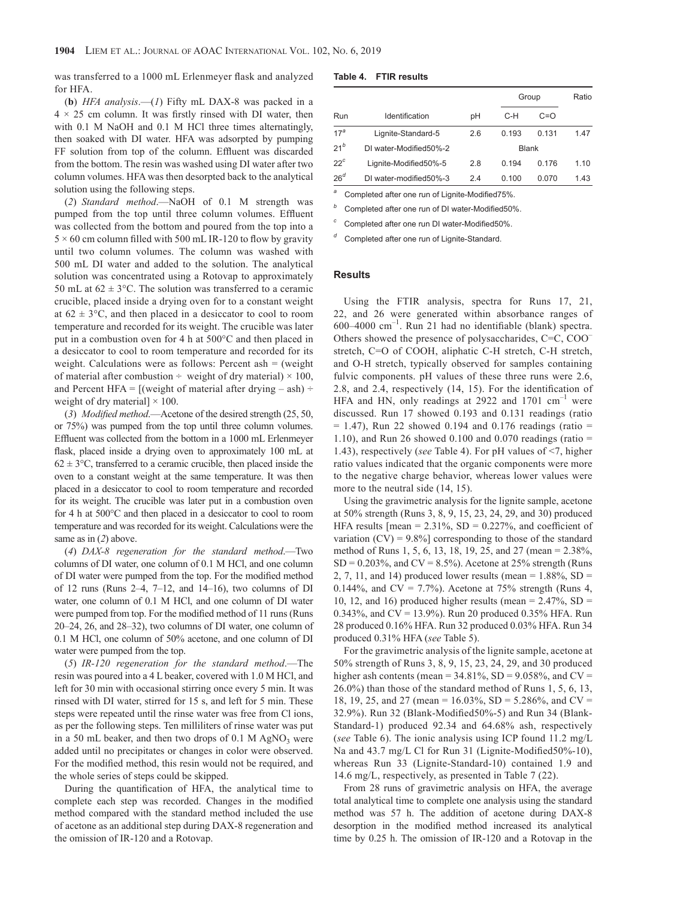was transferred to a 1000 mL Erlenmeyer flask and analyzed for HFA.

(**b**) *HFA analysis*.—(*1*) Fifty mL DAX-8 was packed in a $4 \times 25$ cm column. It was firstly rinsed with DI water, then with 0.1 M NaOH and 0.1 M HCl three times alternatingly, then soaked with DI water. HFA was adsorpted by pumping FF solution from top of the column. Effluent was discarded from the bottom. The resin was washed using DI water after two column volumes. HFA was then desorpted back to the analytical solution using the following steps.

(*2*) *Standard method*.—NaOH of 0.1 M strength was pumped from the top until three column volumes. Effluent was collected from the bottom and poured from the top into a $5 \times 60$ cm column filled with 500 mL IR-120 to flow by gravity until two column volumes. The column was washed with 500 mL DI water and added to the solution. The analytical solution was concentrated using a Rotovap to approximately 50 mL at $62 \pm 3$°C. The solution was transferred to a ceramic crucible, placed inside a drying oven for to a constant weight at $62 \pm 3$°C, and then placed in a desiccator to cool to room temperature and recorded for its weight. The crucible was later put in a combustion oven for 4 h at 500°C and then placed in a desiccator to cool to room temperature and recorded for its weight. Calculations were as follows: Percent ash = (weight of material after combustion ÷ weight of dry material) × 100, and Percent HFA = [(weight of material after drying – ash) ÷ weight of dry material] × 100.

(*3*) *Modified method*.—Acetone of the desired strength (25, 50, or 75%) was pumped from the top until three column volumes. Effluent was collected from the bottom in a 1000 mL Erlenmeyer flask, placed inside a drying oven to approximately 100 mL at $62 \pm 3$°C, transferred to a ceramic crucible, then placed inside the oven to a constant weight at the same temperature. It was then placed in a desiccator to cool to room temperature and recorded for its weight. The crucible was later put in a combustion oven for 4 h at 500°C and then placed in a desiccator to cool to room temperature and was recorded for its weight. Calculations were the same as in (*2*) above.

(*4*) *DAX-8 regeneration for the standard method*.—Two columns of DI water, one column of 0.1 M HCl, and one column of DI water were pumped from the top. For the modified method of 12 runs (Runs 2–4, 7–12, and 14–16), two columns of DI water, one column of 0.1 M HCl, and one column of DI water were pumped from top. For the modified method of 11 runs (Runs 20–24, 26, and 28–32), two columns of DI water, one column of 0.1 M HCl, one column of 50% acetone, and one column of DI water were pumped from the top.

(*5*) *IR-120 regeneration for the standard method*.—The resin was poured into a 4 L beaker, covered with 1.0 M HCl, and left for 30 min with occasional stirring once every 5 min. It was rinsed with DI water, stirred for 15 s, and left for 5 min. These steps were repeated until the rinse water was free from Cl ions, as per the following steps. Ten milliliters of rinse water was put in a 50 mL beaker, and then two drops of 0.1 M $AgNO_3$ were added until no precipitates or changes in color were observed. For the modified method, this resin would not be required, and the whole series of steps could be skipped.

During the quantification of HFA, the analytical time to complete each step was recorded. Changes in the modified method compared with the standard method included the use of acetone as an additional step during DAX-8 regeneration and the omission of IR-120 and a Rotovap.

**Table 4. FTIR results**

| Run | Identification | pH | Group | | Ratio |
|---|---|---|---|---|---|
| | | | C-H | C=O | |
| 17[a] | Lignite-Standard-5 | 2.6 | 0.193 | 0.131 | 1.47 |
| 21[b] | DI water-Modified50%-2 | | Blank | | |
| 22[c] | Lignite-Modified50%-5 | 2.8 | 0.194 | 0.176 | 1.10 |
| 26[d] | DI water-modified50%-3 | 2.4 | 0.100 | 0.070 | 1.43 |

[a] Completed after one run of Lignite-Modified75%.

[b] Completed after one run of DI water-Modified50%.

[c] Completed after one run DI water-Modified50%.

[d] Completed after one run of Lignite-Standard.

## Results

Using the FTIR analysis, spectra for Runs 17, 21, 22, and 26 were generated within absorbance ranges of 600–4000 $cm^{-1}$. Run 21 had no identifiable (blank) spectra. Others showed the presence of polysaccharides, C=C, $COO^-$ stretch, C=O of COOH, aliphatic C-H stretch, C-H stretch, and O-H stretch, typically observed for samples containing fulvic components. pH values of these three runs were 2.6, 2.8, and 2.4, respectively (14, 15). For the identification of HFA and HN, only readings at 2922 and 1701 $cm^{-1}$ were discussed. Run 17 showed 0.193 and 0.131 readings (ratio = 1.47), Run 22 showed 0.194 and 0.176 readings (ratio = 1.10), and Run 26 showed 0.100 and 0.070 readings (ratio = 1.43), respectively (*see* Table 4). For pH values of <7, higher ratio values indicated that the organic components were more to the negative charge behavior, whereas lower values were more to the neutral side (14, 15).

Using the gravimetric analysis for the lignite sample, acetone at 50% strength (Runs 3, 8, 9, 15, 23, 24, 29, and 30) produced HFA results [mean = 2.31%, SD = 0.227%, and coefficient of variation (CV) = 9.8%] corresponding to those of the standard method of Runs 1, 5, 6, 13, 18, 19, 25, and 27 (mean = 2.38%, SD = 0.203%, and CV = 8.5%). Acetone at 25% strength (Runs 2, 7, 11, and 14) produced lower results (mean = 1.88%, SD = 0.144%, and CV = 7.7%). Acetone at 75% strength (Runs 4, 10, 12, and 16) produced higher results (mean = 2.47%, SD = 0.343%, and CV = 13.9%). Run 20 produced 0.35% HFA. Run 28 produced 0.16% HFA. Run 32 produced 0.03% HFA. Run 34 produced 0.31% HFA (*see* Table 5).

For the gravimetric analysis of the lignite sample, acetone at 50% strength of Runs 3, 8, 9, 15, 23, 24, 29, and 30 produced higher ash contents (mean = 34.81%, SD = 9.058%, and CV = 26.0%) than those of the standard method of Runs 1, 5, 6, 13, 18, 19, 25, and 27 (mean = 16.03%, SD = 5.286%, and CV = 32.9%). Run 32 (Blank-Modified50%-5) and Run 34 (Blank-Standard-1) produced 92.34 and 64.68% ash, respectively (*see* Table 6). The ionic analysis using ICP found 11.2 mg/L Na and 43.7 mg/L Cl for Run 31 (Lignite-Modified50%-10), whereas Run 33 (Lignite-Standard-10) contained 1.9 and 14.6 mg/L, respectively, as presented in Table 7 (22).

From 28 runs of gravimetric analysis on HFA, the average total analytical time to complete one analysis using the standard method was 57 h. The addition of acetone during DAX-8 desorption in the modified method increased its analytical time by 0.25 h. The omission of IR-120 and a Rotovap in the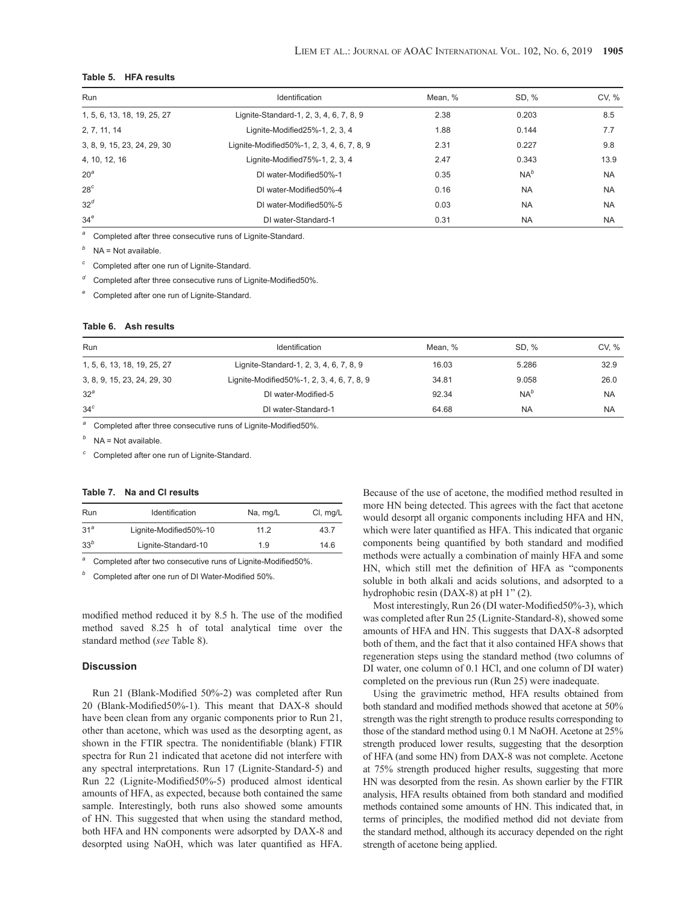**Table 5. HFA results**

| Run | Identification | Mean, % | SD, % | CV, % |
|---|---|---|---|---|
| 1, 5, 6, 13, 18, 19, 25, 27 | Lignite-Standard-1, 2, 3, 4, 6, 7, 8, 9 | 2.38 | 0.203 | 8.5 |
| 2, 7, 11, 14 | Lignite-Modified25%-1, 2, 3, 4 | 1.88 | 0.144 | 7.7 |
| 3, 8, 9, 15, 23, 24, 29, 30 | Lignite-Modified50%-1, 2, 3, 4, 6, 7, 8, 9 | 2.31 | 0.227 | 9.8 |
| 4, 10, 12, 16 | Lignite-Modified75%-1, 2, 3, 4 | 2.47 | 0.343 | 13.9 |
| 20[a] | DI water-Modified50%-1 | 0.35 | NA[b] | NA |
| 28[c] | DI water-Modified50%-4 | 0.16 | NA | NA |
| 32[d] | DI water-Modified50%-5 | 0.03 | NA | NA |
| 34[e] | DI water-Standard-1 | 0.31 | NA | NA |

[a] Completed after three consecutive runs of Lignite-Standard.

[b] NA = Not available.

[c] Completed after one run of Lignite-Standard.

[d] Completed after three consecutive runs of Lignite-Modified50%.

[e] Completed after one run of Lignite-Standard.

**Table 6. Ash results**

| Run | Identification | Mean, % | SD, % | CV, % |
|---|---|---|---|---|
| 1, 5, 6, 13, 18, 19, 25, 27 | Lignite-Standard-1, 2, 3, 4, 6, 7, 8, 9 | 16.03 | 5.286 | 32.9 |
| 3, 8, 9, 15, 23, 24, 29, 30 | Lignite-Modified50%-1, 2, 3, 4, 6, 7, 8, 9 | 34.81 | 9.058 | 26.0 |
| 32[a] | DI water-Modified-5 | 92.34 | NA[b] | NA |
| 34[c] | DI water-Standard-1 | 64.68 | NA | NA |

[a] Completed after three consecutive runs of Lignite-Modified50%.

[b] NA = Not available.

[c] Completed after one run of Lignite-Standard.

**Table 7. Na and Cl results**

| Run | Identification | Na, mg/L | Cl, mg/L |
|---|---|---|---|
| 31[a] | Lignite-Modified50%-10 | 11.2 | 43.7 |
| 33[b] | Lignite-Standard-10 | 1.9 | 14.6 |

[a] Completed after two consecutive runs of Lignite-Modified50%.

[b] Completed after one run of DI Water-Modified 50%.

modified method reduced it by 8.5 h. The use of the modified method saved 8.25 h of total analytical time over the standard method (*see* Table 8).

## Discussion

Run 21 (Blank-Modified 50%-2) was completed after Run 20 (Blank-Modified50%-1). This meant that DAX-8 should have been clean from any organic components prior to Run 21, other than acetone, which was used as the desorpting agent, as shown in the FTIR spectra. The nonidentifiable (blank) FTIR spectra for Run 21 indicated that acetone did not interfere with any spectral interpretations. Run 17 (Lignite-Standard-5) and Run 22 (Lignite-Modified50%-5) produced almost identical amounts of HFA, as expected, because both contained the same sample. Interestingly, both runs also showed some amounts of HN. This suggested that when using the standard method, both HFA and HN components were adsorpted by DAX-8 and desorpted using NaOH, which was later quantified as HFA. Because of the use of acetone, the modified method resulted in more HN being detected. This agrees with the fact that acetone would desorpt all organic components including HFA and HN, which were later quantified as HFA. This indicated that organic components being quantified by both standard and modified methods were actually a combination of mainly HFA and some HN, which still met the definition of HFA as "components soluble in both alkali and acids solutions, and adsorpted to a hydrophobic resin (DAX-8) at pH 1" (2).

Most interestingly, Run 26 (DI water-Modified50%-3), which was completed after Run 25 (Lignite-Standard-8), showed some amounts of HFA and HN. This suggests that DAX-8 adsorpted both of them, and the fact that it also contained HFA shows that regeneration steps using the standard method (two columns of DI water, one column of 0.1 HCl, and one column of DI water) completed on the previous run (Run 25) were inadequate.

Using the gravimetric method, HFA results obtained from both standard and modified methods showed that acetone at 50% strength was the right strength to produce results corresponding to those of the standard method using 0.1 M NaOH. Acetone at 25% strength produced lower results, suggesting that the desorption of HFA (and some HN) from DAX-8 was not complete. Acetone at 75% strength produced higher results, suggesting that more HN was desorpted from the resin. As shown earlier by the FTIR analysis, HFA results obtained from both standard and modified methods contained some amounts of HN. This indicated that, in terms of principles, the modified method did not deviate from the standard method, although its accuracy depended on the right strength of acetone being applied.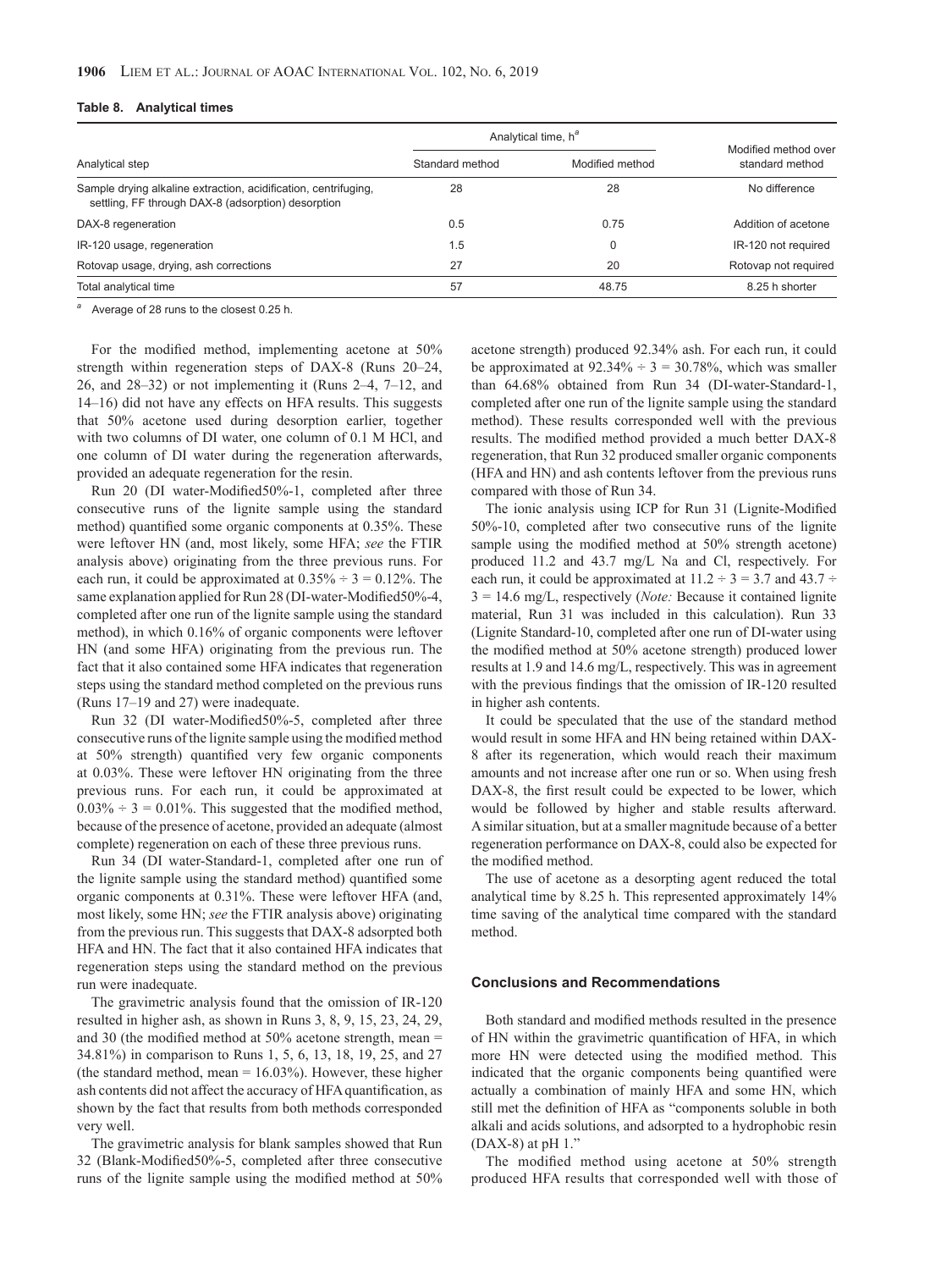**Table 8. Analytical times**

| Analytical step | Analytical time, h[a] | | Modified method over standard method |
|---|---|---|---|
| | Standard method | Modified method | |
| Sample drying alkaline extraction, acidification, centrifuging, settling, FF through DAX-8 (adsorption) desorption | 28 | 28 | No difference |
| DAX-8 regeneration | 0.5 | 0.75 | Addition of acetone |
| IR-120 usage, regeneration | 1.5 | 0 | IR-120 not required |
| Rotovap usage, drying, ash corrections | 27 | 20 | Rotovap not required |
| Total analytical time | 57 | 48.75 | 8.25 h shorter |

[a] Average of 28 runs to the closest 0.25 h.

For the modified method, implementing acetone at 50% strength within regeneration steps of DAX-8 (Runs 20–24, 26, and 28–32) or not implementing it (Runs 2–4, 7–12, and 14–16) did not have any effects on HFA results. This suggests that 50% acetone used during desorption earlier, together with two columns of DI water, one column of 0.1 M HCl, and one column of DI water during the regeneration afterwards, provided an adequate regeneration for the resin.

Run 20 (DI water-Modified50%-1, completed after three consecutive runs of the lignite sample using the standard method) quantified some organic components at 0.35%. These were leftover HN (and, most likely, some HFA; *see* the FTIR analysis above) originating from the three previous runs. For each run, it could be approximated at 0.35% ÷ 3 = 0.12%. The same explanation applied for Run 28 (DI-water-Modified50%-4, completed after one run of the lignite sample using the standard method), in which 0.16% of organic components were leftover HN (and some HFA) originating from the previous run. The fact that it also contained some HFA indicates that regeneration steps using the standard method completed on the previous runs (Runs 17–19 and 27) were inadequate.

Run 32 (DI water-Modified50%-5, completed after three consecutive runs of the lignite sample using the modified method at 50% strength) quantified very few organic components at 0.03%. These were leftover HN originating from the three previous runs. For each run, it could be approximated at 0.03% ÷ 3 = 0.01%. This suggested that the modified method, because of the presence of acetone, provided an adequate (almost complete) regeneration on each of these three previous runs.

Run 34 (DI water-Standard-1, completed after one run of the lignite sample using the standard method) quantified some organic components at 0.31%. These were leftover HFA (and, most likely, some HN; *see* the FTIR analysis above) originating from the previous run. This suggests that DAX-8 adsorpted both HFA and HN. The fact that it also contained HFA indicates that regeneration steps using the standard method on the previous run were inadequate.

The gravimetric analysis found that the omission of IR-120 resulted in higher ash, as shown in Runs 3, 8, 9, 15, 23, 24, 29, and 30 (the modified method at 50% acetone strength, mean = 34.81%) in comparison to Runs 1, 5, 6, 13, 18, 19, 25, and 27 (the standard method, mean = 16.03%). However, these higher ash contents did not affect the accuracy of HFA quantification, as shown by the fact that results from both methods corresponded very well.

The gravimetric analysis for blank samples showed that Run 32 (Blank-Modified50%-5, completed after three consecutive runs of the lignite sample using the modified method at 50% acetone strength) produced 92.34% ash. For each run, it could be approximated at 92.34% ÷ 3 = 30.78%, which was smaller than 64.68% obtained from Run 34 (DI-water-Standard-1, completed after one run of the lignite sample using the standard method). These results corresponded well with the previous results. The modified method provided a much better DAX-8 regeneration, that Run 32 produced smaller organic components (HFA and HN) and ash contents leftover from the previous runs compared with those of Run 34.

The ionic analysis using ICP for Run 31 (Lignite-Modified 50%-10, completed after two consecutive runs of the lignite sample using the modified method at 50% strength acetone) produced 11.2 and 43.7 mg/L Na and Cl, respectively. For each run, it could be approximated at 11.2 ÷ 3 = 3.7 and 43.7 ÷ 3 = 14.6 mg/L, respectively (*Note:* Because it contained lignite material, Run 31 was included in this calculation). Run 33 (Lignite Standard-10, completed after one run of DI-water using the modified method at 50% acetone strength) produced lower results at 1.9 and 14.6 mg/L, respectively. This was in agreement with the previous findings that the omission of IR-120 resulted in higher ash contents.

It could be speculated that the use of the standard method would result in some HFA and HN being retained within DAX-8 after its regeneration, which would reach their maximum amounts and not increase after one run or so. When using fresh DAX-8, the first result could be expected to be lower, which would be followed by higher and stable results afterward. A similar situation, but at a smaller magnitude because of a better regeneration performance on DAX-8, could also be expected for the modified method.

The use of acetone as a desorpting agent reduced the total analytical time by 8.25 h. This represented approximately 14% time saving of the analytical time compared with the standard method.

## Conclusions and Recommendations

Both standard and modified methods resulted in the presence of HN within the gravimetric quantification of HFA, in which more HN were detected using the modified method. This indicated that the organic components being quantified were actually a combination of mainly HFA and some HN, which still met the definition of HFA as "components soluble in both alkali and acids solutions, and adsorpted to a hydrophobic resin (DAX-8) at pH 1."

The modified method using acetone at 50% strength produced HFA results that corresponded well with those of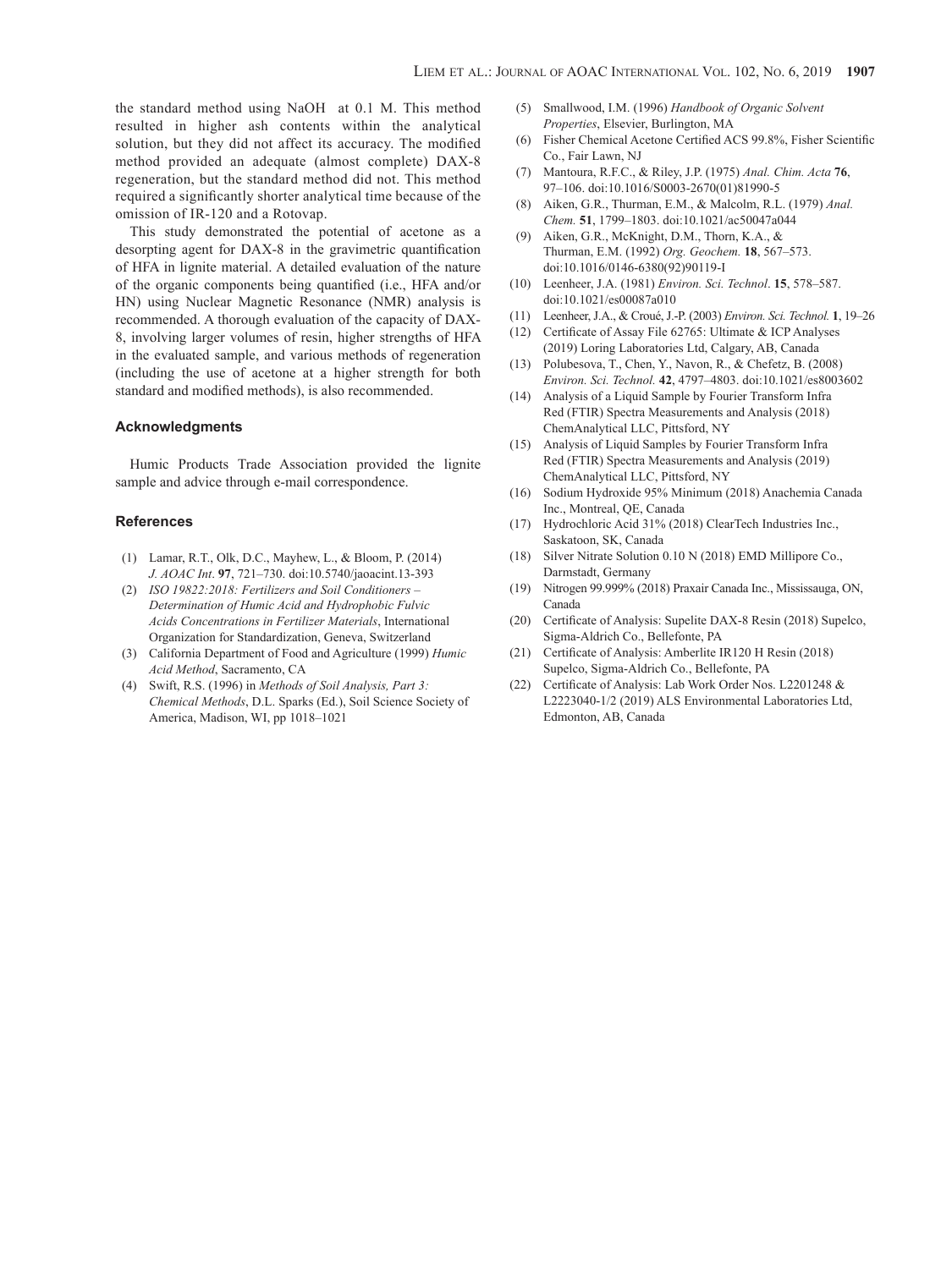the standard method using NaOH at 0.1 M. This method resulted in higher ash contents within the analytical solution, but they did not affect its accuracy. The modified method provided an adequate (almost complete) DAX-8 regeneration, but the standard method did not. This method required a significantly shorter analytical time because of the omission of IR-120 and a Rotovap.

This study demonstrated the potential of acetone as a desorpting agent for DAX-8 in the gravimetric quantification of HFA in lignite material. A detailed evaluation of the nature of the organic components being quantified (i.e., HFA and/or HN) using Nuclear Magnetic Resonance (NMR) analysis is recommended. A thorough evaluation of the capacity of DAX-8, involving larger volumes of resin, higher strengths of HFA in the evaluated sample, and various methods of regeneration (including the use of acetone at a higher strength for both standard and modified methods), is also recommended.

## Acknowledgments

Humic Products Trade Association provided the lignite sample and advice through e-mail correspondence.

## References

(1) Lamar, R.T., Olk, D.C., Mayhew, L., & Bloom, P. (2014) *J. AOAC Int*. **97**, 721–730. doi:10.5740/jaoacint.13-393

(2) *ISO 19822:2018: Fertilizers and Soil Conditioners – Determination of Humic Acid and Hydrophobic Fulvic Acids Concentrations in Fertilizer Materials*, International Organization for Standardization, Geneva, Switzerland

(3) California Department of Food and Agriculture (1999) *Humic Acid Method*, Sacramento, CA

(4) Swift, R.S. (1996) in *Methods of Soil Analysis, Part 3: Chemical Methods*, D.L. Sparks (Ed.), Soil Science Society of America, Madison, WI, pp 1018–1021

(5) Smallwood, I.M. (1996) *Handbook of Organic Solvent Properties*, Elsevier, Burlington, MA

(6) Fisher Chemical Acetone Certified ACS 99.8%, Fisher Scientific Co., Fair Lawn, NJ

(7) Mantoura, R.F.C., & Riley, J.P. (1975) *Anal. Chim. Acta* **76**, 97–106. doi:10.1016/S0003-2670(01)81990-5

(8) Aiken, G.R., Thurman, E.M., & Malcolm, R.L. (1979) *Anal. Chem.* **51**, 1799–1803. doi:10.1021/ac50047a044

(9) Aiken, G.R., McKnight, D.M., Thorn, K.A., & Thurman, E.M. (1992) *Org. Geochem.* **18**, 567–573. doi:10.1016/0146-6380(92)90119-I

(10) Leenheer, J.A. (1981) *Environ. Sci. Technol*. **15**, 578–587. doi:10.1021/es00087a010

(11) Leenheer, J.A., & Croué, J.-P. (2003) *Environ. Sci. Technol.* **1**, 19–26

(12) Certificate of Assay File 62765: Ultimate & ICP Analyses (2019) Loring Laboratories Ltd, Calgary, AB, Canada

(13) Polubesova, T., Chen, Y., Navon, R., & Chefetz, B. (2008) *Environ. Sci. Technol.* **42**, 4797–4803. doi:10.1021/es8003602

(14) Analysis of a Liquid Sample by Fourier Transform Infra Red (FTIR) Spectra Measurements and Analysis (2018) ChemAnalytical LLC, Pittsford, NY

(15) Analysis of Liquid Samples by Fourier Transform Infra Red (FTIR) Spectra Measurements and Analysis (2019) ChemAnalytical LLC, Pittsford, NY

(16) Sodium Hydroxide 95% Minimum (2018) Anachemia Canada Inc., Montreal, QE, Canada

(17) Hydrochloric Acid 31% (2018) ClearTech Industries Inc., Saskatoon, SK, Canada

(18) Silver Nitrate Solution 0.10 N (2018) EMD Millipore Co., Darmstadt, Germany

(19) Nitrogen 99.999% (2018) Praxair Canada Inc., Mississauga, ON, Canada

(20) Certificate of Analysis: Supelite DAX-8 Resin (2018) Supelco, Sigma-Aldrich Co., Bellefonte, PA

(21) Certificate of Analysis: Amberlite IR120 H Resin (2018) Supelco, Sigma-Aldrich Co., Bellefonte, PA

(22) Certificate of Analysis: Lab Work Order Nos. L2201248 & L2223040-1/2 (2019) ALS Environmental Laboratories Ltd, Edmonton, AB, Canada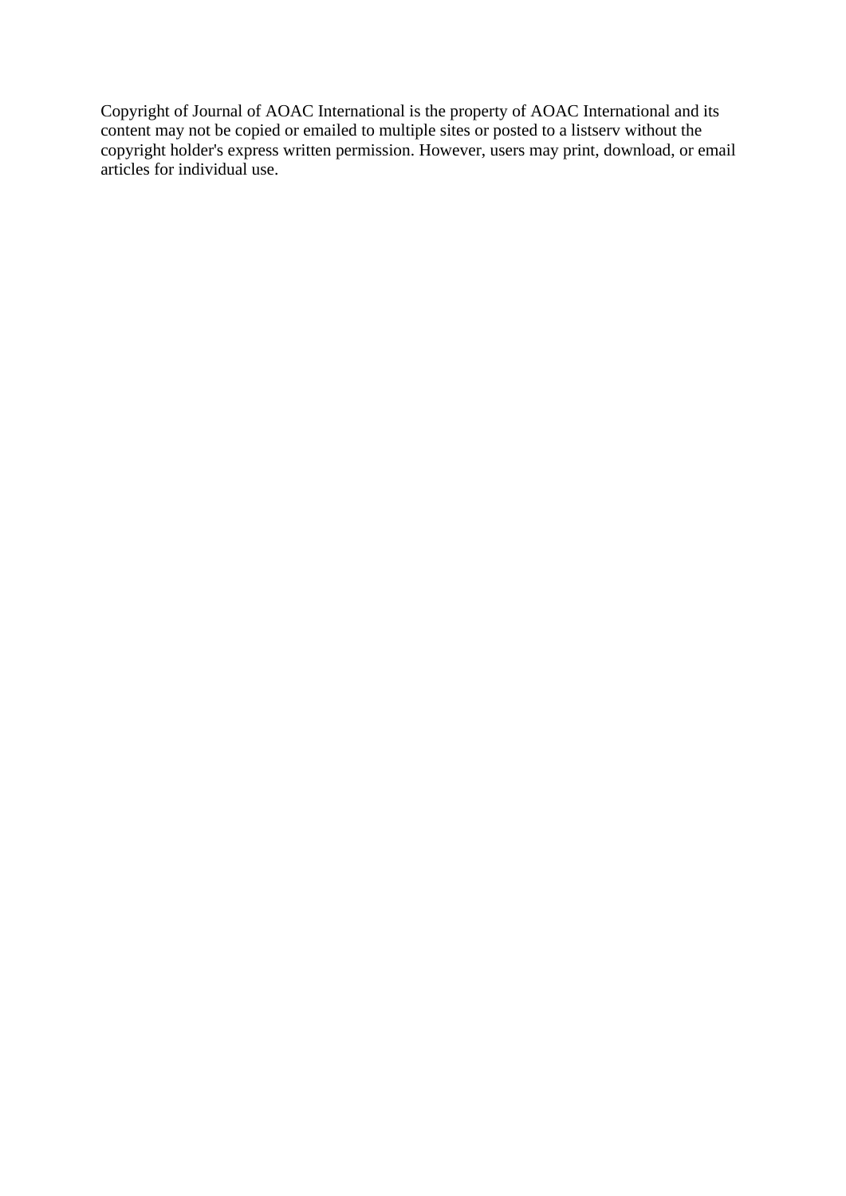Copyright of Journal of AOAC International is the property of AOAC International and its content may not be copied or emailed to multiple sites or posted to a listserv without the copyright holder's express written permission. However, users may print, download, or email articles for individual use.